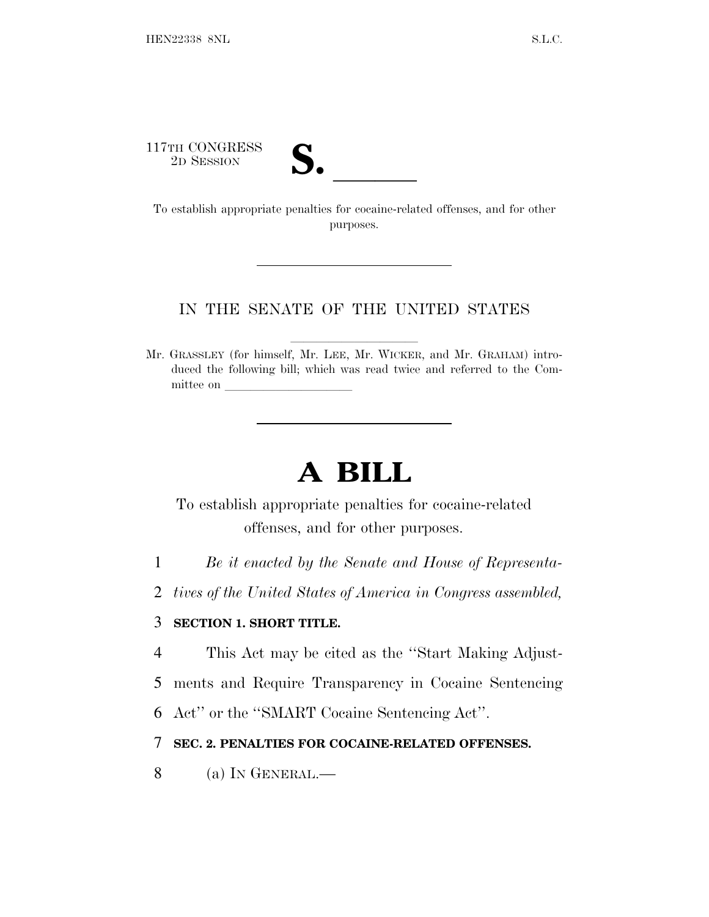117TH CONGRESS
2D SESSION

# S. \_\_\_\_\_\_

To establish appropriate penalties for cocaine-related offenses, and for other purposes.

IN THE SENATE OF THE UNITED STATES

Mr. GRASSLEY (for himself, Mr. LEE, Mr. WICKER, and Mr. GRAHAM) introduced the following bill; which was read twice and referred to the Committee on \_\_\_\_\_\_\_\_\_\_\_\_\_\_\_\_\_\_\_\_

# A BILL

To establish appropriate penalties for cocaine-related offenses, and for other purposes.

1 *Be it enacted by the Senate and House of Representa-*
2 *tives of the United States of America in Congress assembled,*

3 **SECTION 1. SHORT TITLE.**

4 This Act may be cited as the "Start Making Adjust-
5 ments and Require Transparency in Cocaine Sentencing
6 Act" or the "SMART Cocaine Sentencing Act".

7 **SEC. 2. PENALTIES FOR COCAINE-RELATED OFFENSES.**

8 (a) IN GENERAL.—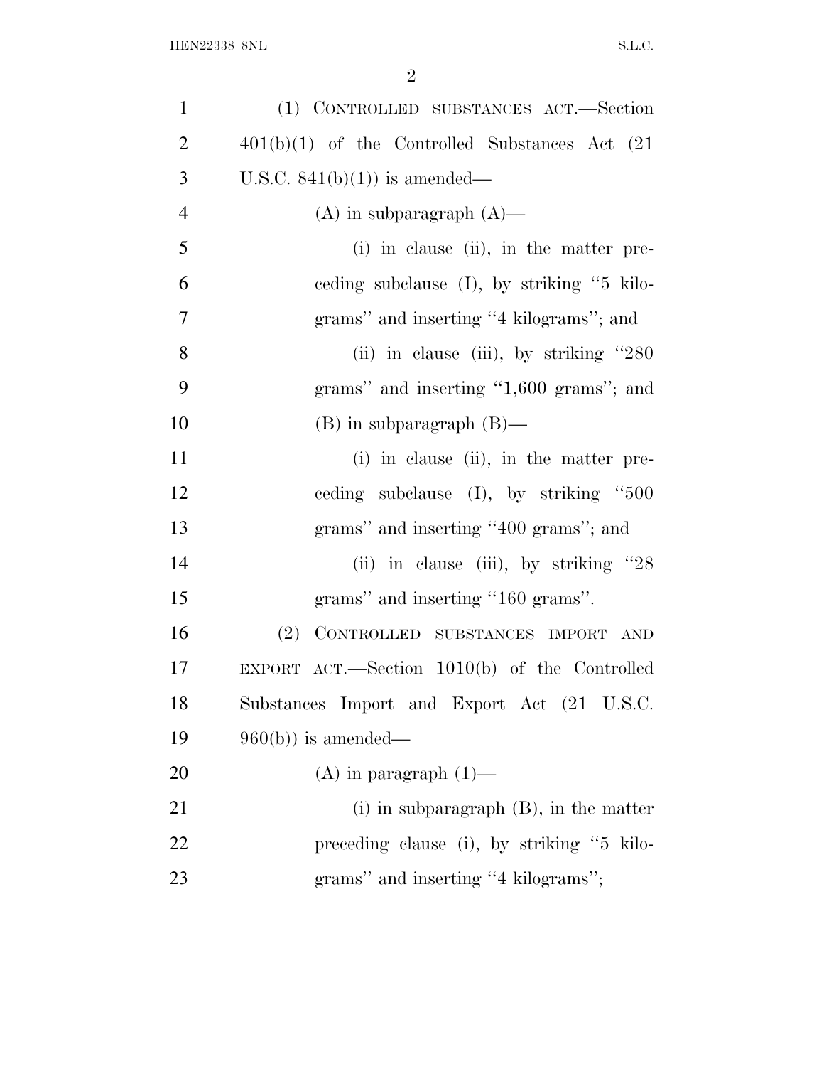(1) CONTROLLED SUBSTANCES ACT.—Section 401(b)(1) of the Controlled Substances Act (21 U.S.C. 841(b)(1)) is amended—

(A) in subparagraph (A)—

(i) in clause (ii), in the matter preceding subclause (I), by striking ''5 kilograms'' and inserting ''4 kilograms''; and

(ii) in clause (iii), by striking ''280 grams'' and inserting ''1,600 grams''; and

(B) in subparagraph (B)—

(i) in clause (ii), in the matter preceding subclause (I), by striking ''500 grams'' and inserting ''400 grams''; and

(ii) in clause (iii), by striking ''28 grams'' and inserting ''160 grams''.

(2) CONTROLLED SUBSTANCES IMPORT AND EXPORT ACT.—Section 1010(b) of the Controlled Substances Import and Export Act (21 U.S.C. 960(b)) is amended—

(A) in paragraph (1)—

(i) in subparagraph (B), in the matter preceding clause (i), by striking ''5 kilograms'' and inserting ''4 kilograms'';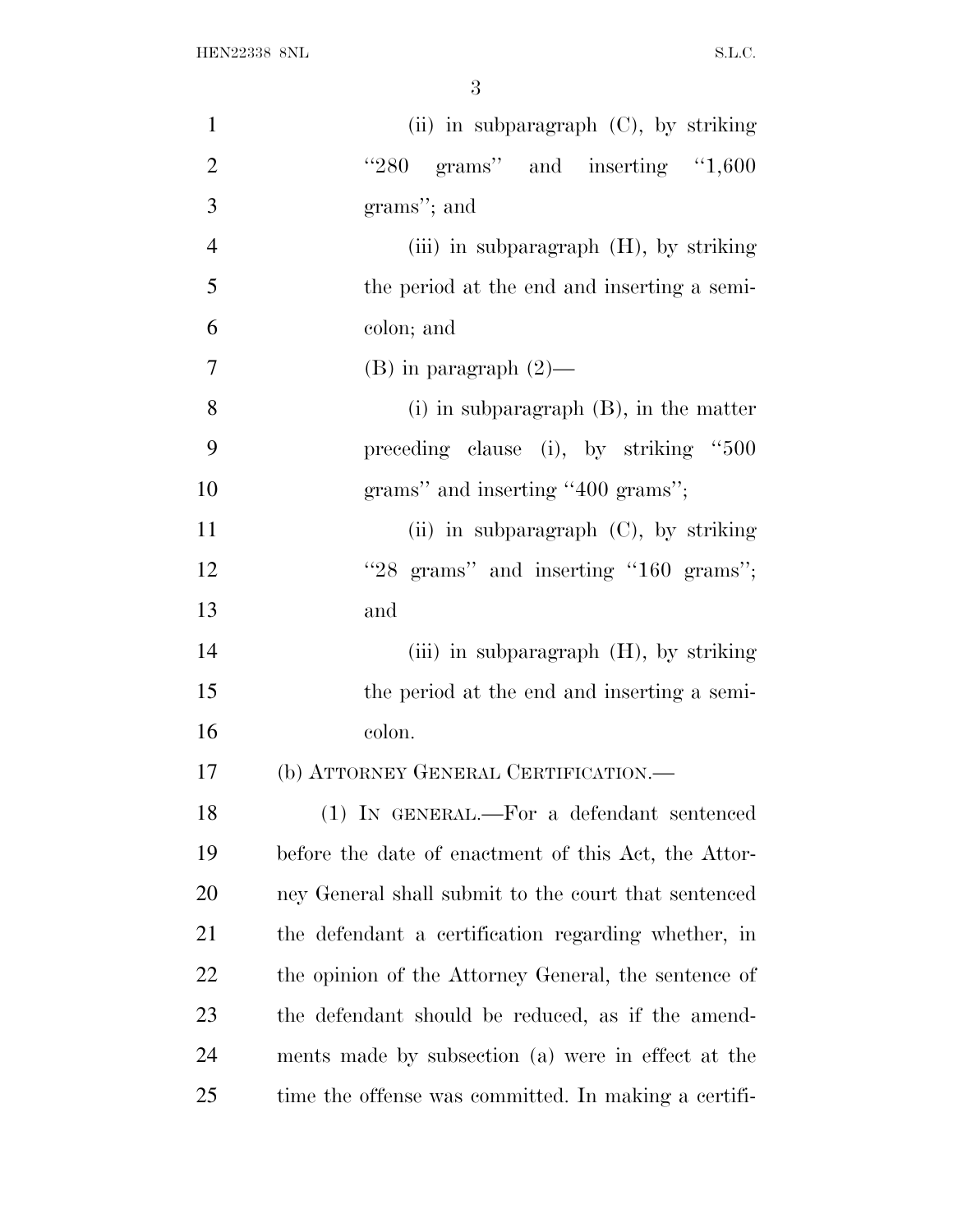(ii) in subparagraph (C), by striking "280 grams" and inserting "1,600 grams"; and

(iii) in subparagraph (H), by striking the period at the end and inserting a semicolon; and

(B) in paragraph (2)—

(i) in subparagraph (B), in the matter preceding clause (i), by striking "500 grams" and inserting "400 grams";

(ii) in subparagraph (C), by striking "28 grams" and inserting "160 grams"; and

(iii) in subparagraph (H), by striking the period at the end and inserting a semicolon.

(b) ATTORNEY GENERAL CERTIFICATION.—

(1) IN GENERAL.—For a defendant sentenced before the date of enactment of this Act, the Attorney General shall submit to the court that sentenced the defendant a certification regarding whether, in the opinion of the Attorney General, the sentence of the defendant should be reduced, as if the amendments made by subsection (a) were in effect at the time the offense was committed. In making a certifi-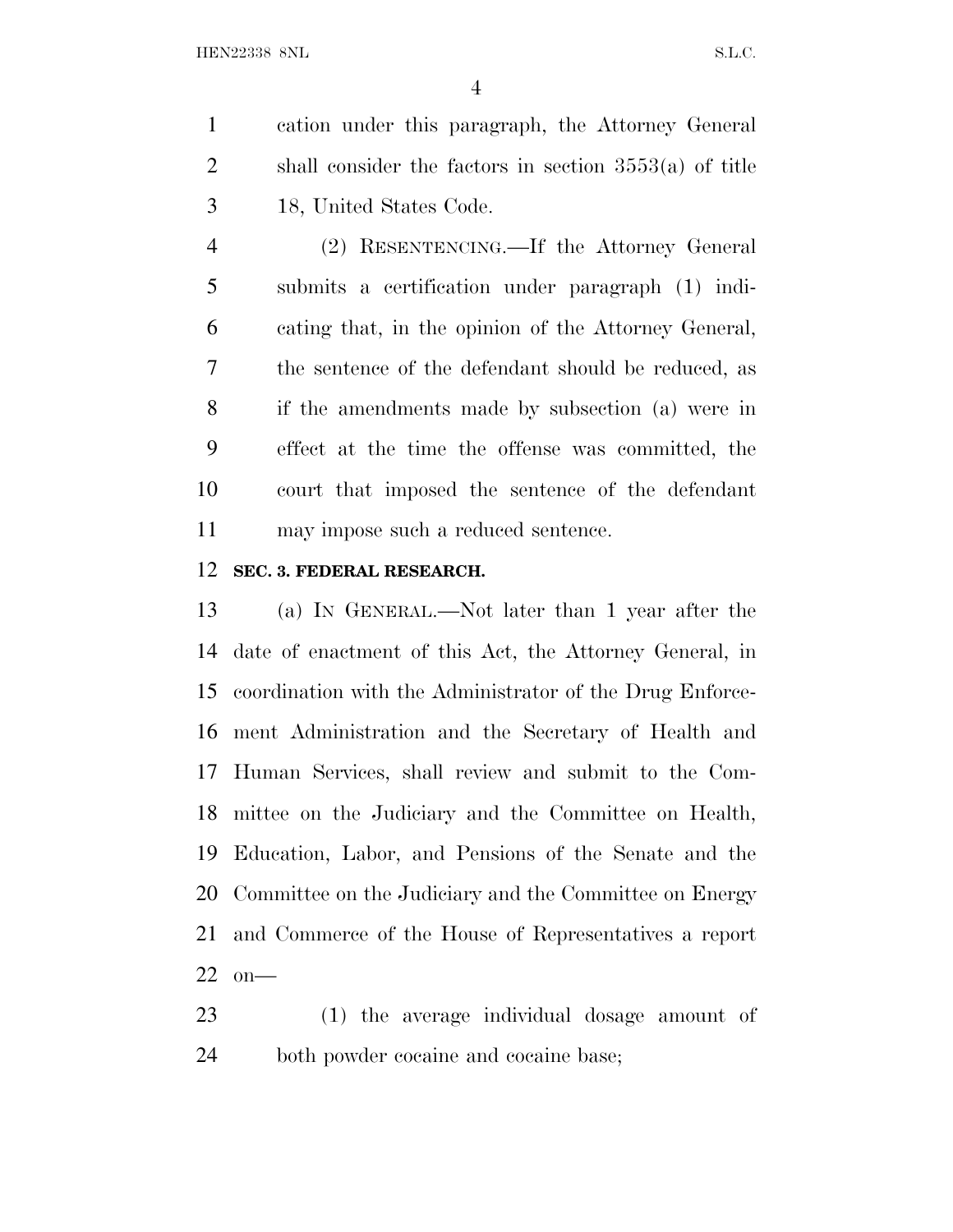cation under this paragraph, the Attorney General shall consider the factors in section 3553(a) of title 18, United States Code.

(2) RESENTENCING.—If the Attorney General submits a certification under paragraph (1) indicating that, in the opinion of the Attorney General, the sentence of the defendant should be reduced, as if the amendments made by subsection (a) were in effect at the time the offense was committed, the court that imposed the sentence of the defendant may impose such a reduced sentence.

**SEC. 3. FEDERAL RESEARCH.**

(a) IN GENERAL.—Not later than 1 year after the date of enactment of this Act, the Attorney General, in coordination with the Administrator of the Drug Enforcement Administration and the Secretary of Health and Human Services, shall review and submit to the Committee on the Judiciary and the Committee on Health, Education, Labor, and Pensions of the Senate and the Committee on the Judiciary and the Committee on Energy and Commerce of the House of Representatives a report on—

(1) the average individual dosage amount of both powder cocaine and cocaine base;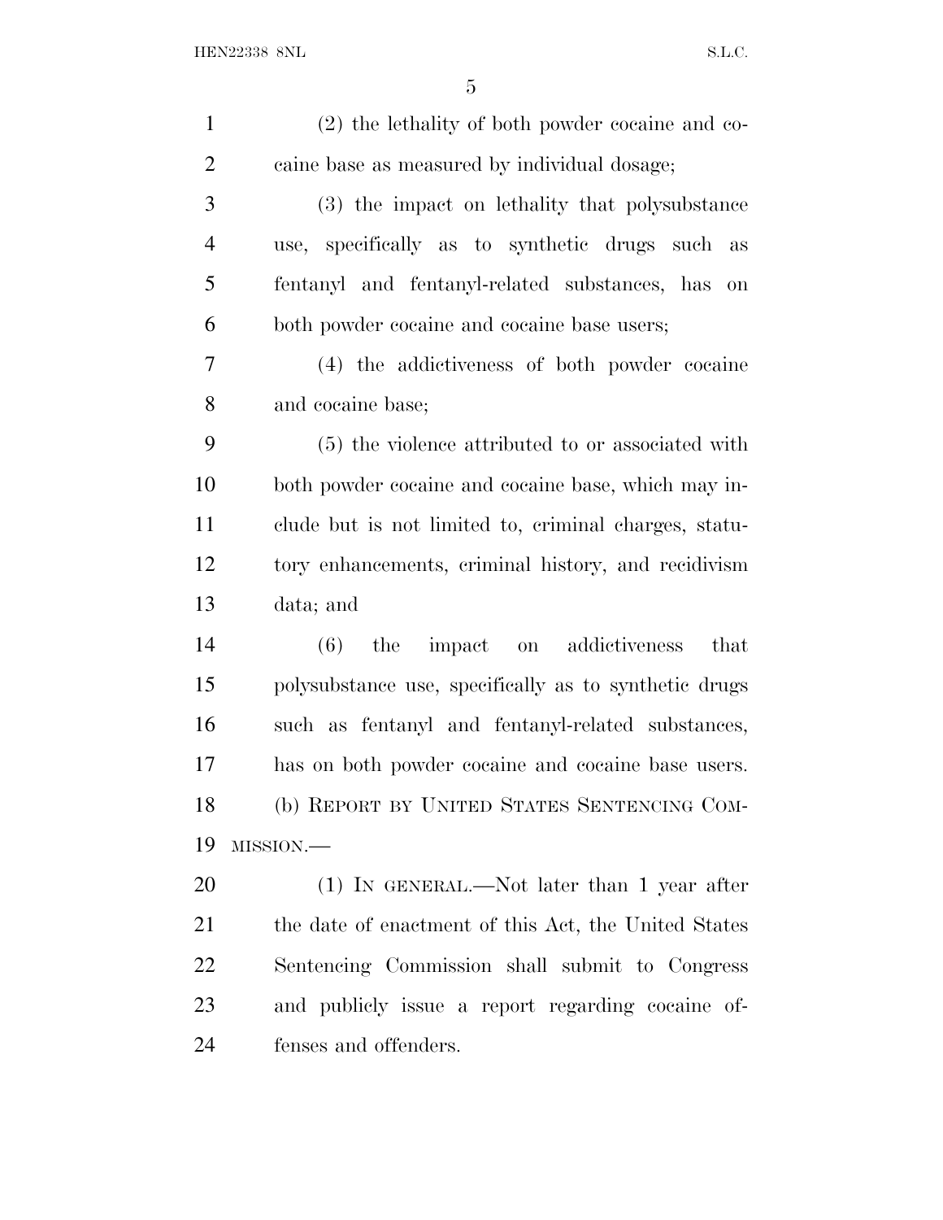(2) the lethality of both powder cocaine and cocaine base as measured by individual dosage;

(3) the impact on lethality that polysubstance use, specifically as to synthetic drugs such as fentanyl and fentanyl-related substances, has on both powder cocaine and cocaine base users;

(4) the addictiveness of both powder cocaine and cocaine base;

(5) the violence attributed to or associated with both powder cocaine and cocaine base, which may include but is not limited to, criminal charges, statutory enhancements, criminal history, and recidivism data; and

(6) the impact on addictiveness that polysubstance use, specifically as to synthetic drugs such as fentanyl and fentanyl-related substances, has on both powder cocaine and cocaine base users.

(b) REPORT BY UNITED STATES SENTENCING COMMISSION.—

(1) IN GENERAL.—Not later than 1 year after the date of enactment of this Act, the United States Sentencing Commission shall submit to Congress and publicly issue a report regarding cocaine offenses and offenders.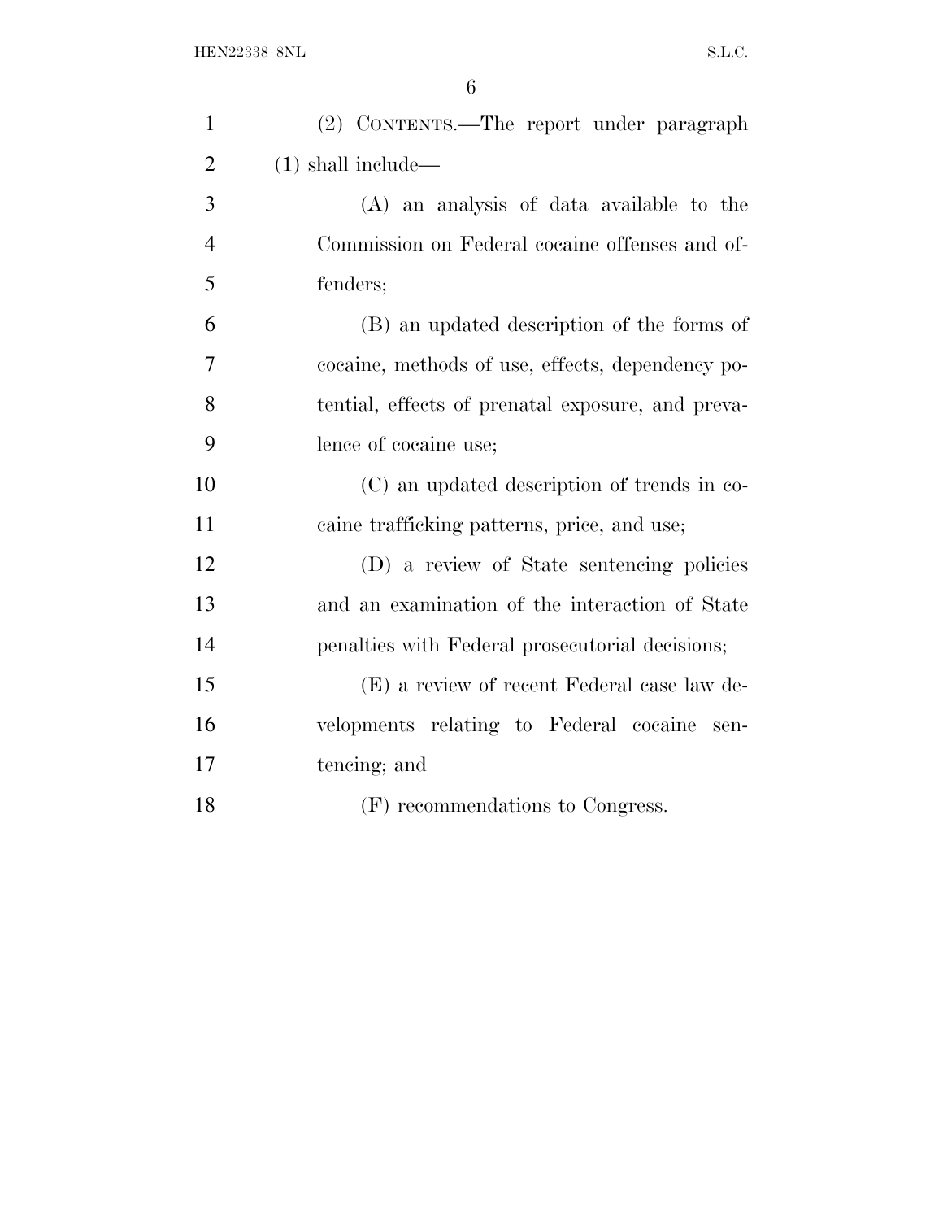(2) CONTENTS.—The report under paragraph (1) shall include—

(A) an analysis of data available to the Commission on Federal cocaine offenses and offenders;

(B) an updated description of the forms of cocaine, methods of use, effects, dependency potential, effects of prenatal exposure, and prevalence of cocaine use;

(C) an updated description of trends in cocaine trafficking patterns, price, and use;

(D) a review of State sentencing policies and an examination of the interaction of State penalties with Federal prosecutorial decisions;

(E) a review of recent Federal case law developments relating to Federal cocaine sentencing; and

(F) recommendations to Congress.